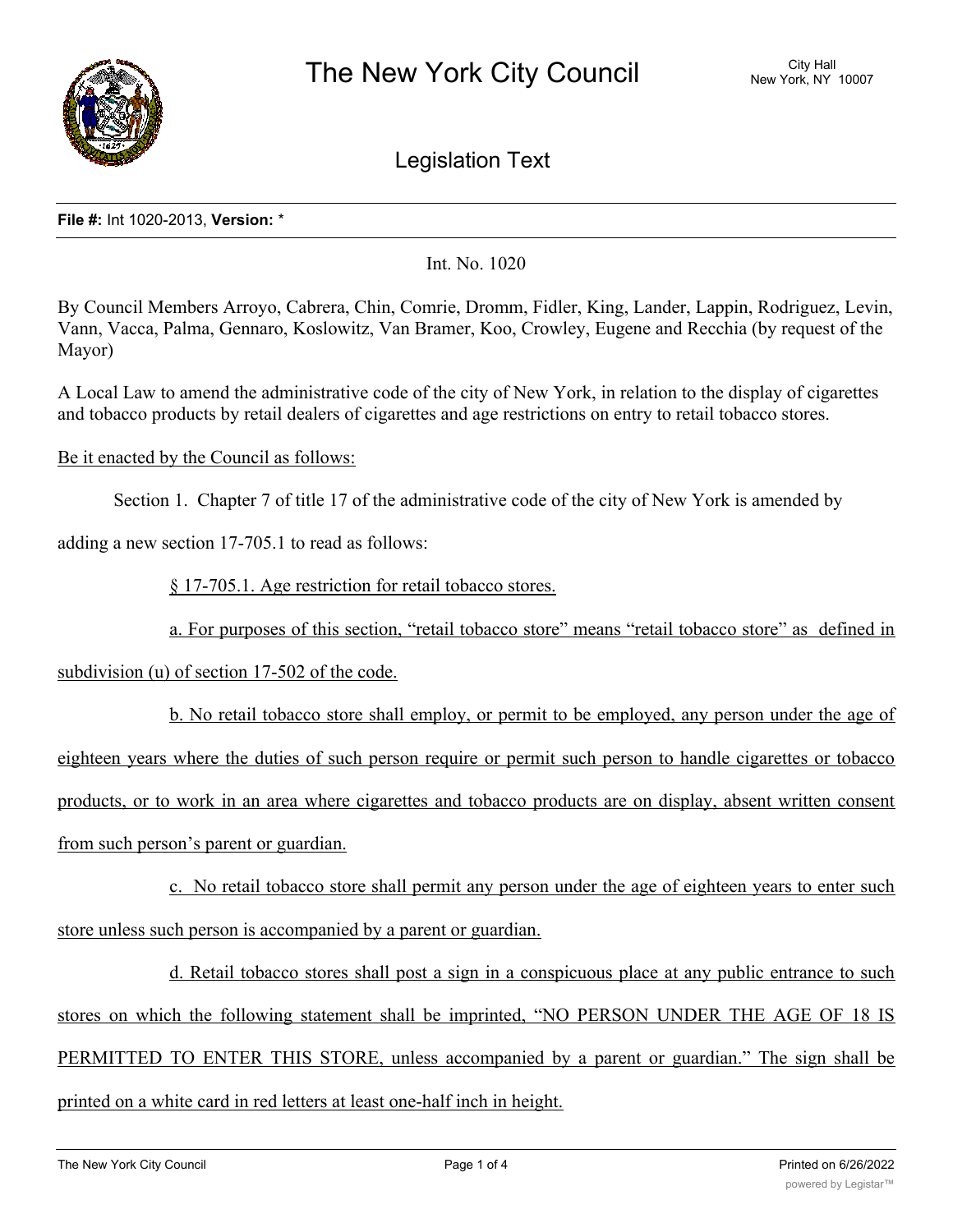# The New York City Council

City Hall
New York, NY 10007

## Legislation Text

**File #:** Int 1020-2013, **Version:** *

Int. No. 1020

By Council Members Arroyo, Cabrera, Chin, Comrie, Dromm, Fidler, King, Lander, Lappin, Rodriguez, Levin, Vann, Vacca, Palma, Gennaro, Koslowitz, Van Bramer, Koo, Crowley, Eugene and Recchia (by request of the Mayor)

A Local Law to amend the administrative code of the city of New York, in relation to the display of cigarettes and tobacco products by retail dealers of cigarettes and age restrictions on entry to retail tobacco stores.

Be it enacted by the Council as follows:

Section 1. Chapter 7 of title 17 of the administrative code of the city of New York is amended by adding a new section 17-705.1 to read as follows:

§ 17-705.1. Age restriction for retail tobacco stores.

a. For purposes of this section, "retail tobacco store" means "retail tobacco store" as defined in subdivision (u) of section 17-502 of the code.

b. No retail tobacco store shall employ, or permit to be employed, any person under the age of eighteen years where the duties of such person require or permit such person to handle cigarettes or tobacco products, or to work in an area where cigarettes and tobacco products are on display, absent written consent from such person's parent or guardian.

c. No retail tobacco store shall permit any person under the age of eighteen years to enter such store unless such person is accompanied by a parent or guardian.

d. Retail tobacco stores shall post a sign in a conspicuous place at any public entrance to such stores on which the following statement shall be imprinted, "NO PERSON UNDER THE AGE OF 18 IS PERMITTED TO ENTER THIS STORE, unless accompanied by a parent or guardian." The sign shall be printed on a white card in red letters at least one-half inch in height.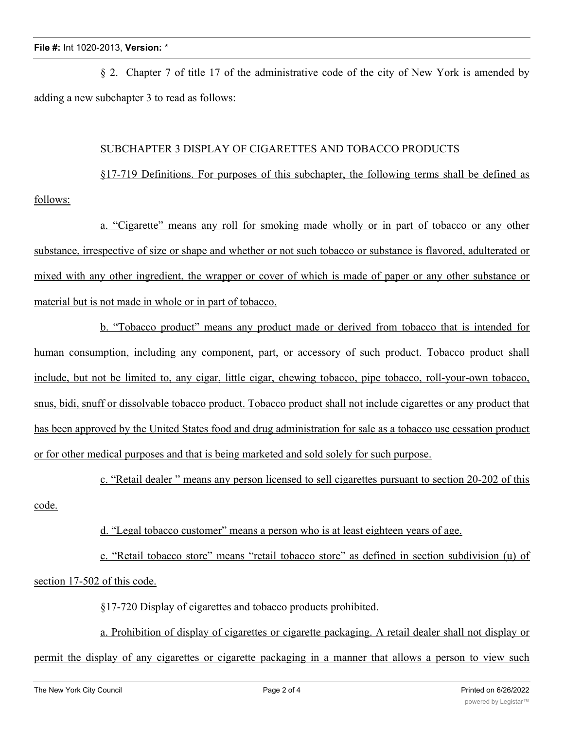§ 2. Chapter 7 of title 17 of the administrative code of the city of New York is amended by adding a new subchapter 3 to read as follows:

SUBCHAPTER 3 DISPLAY OF CIGARETTES AND TOBACCO PRODUCTS

§17-719 Definitions. For purposes of this subchapter, the following terms shall be defined as follows:

a. "Cigarette" means any roll for smoking made wholly or in part of tobacco or any other substance, irrespective of size or shape and whether or not such tobacco or substance is flavored, adulterated or mixed with any other ingredient, the wrapper or cover of which is made of paper or any other substance or material but is not made in whole or in part of tobacco.

b. "Tobacco product" means any product made or derived from tobacco that is intended for human consumption, including any component, part, or accessory of such product. Tobacco product shall include, but not be limited to, any cigar, little cigar, chewing tobacco, pipe tobacco, roll-your-own tobacco, snus, bidi, snuff or dissolvable tobacco product. Tobacco product shall not include cigarettes or any product that has been approved by the United States food and drug administration for sale as a tobacco use cessation product or for other medical purposes and that is being marketed and sold solely for such purpose.

c. "Retail dealer " means any person licensed to sell cigarettes pursuant to section 20-202 of this code.

d. "Legal tobacco customer" means a person who is at least eighteen years of age.

e. "Retail tobacco store" means "retail tobacco store" as defined in section subdivision (u) of section 17-502 of this code.

§17-720 Display of cigarettes and tobacco products prohibited.

a. Prohibition of display of cigarettes or cigarette packaging. A retail dealer shall not display or permit the display of any cigarettes or cigarette packaging in a manner that allows a person to view such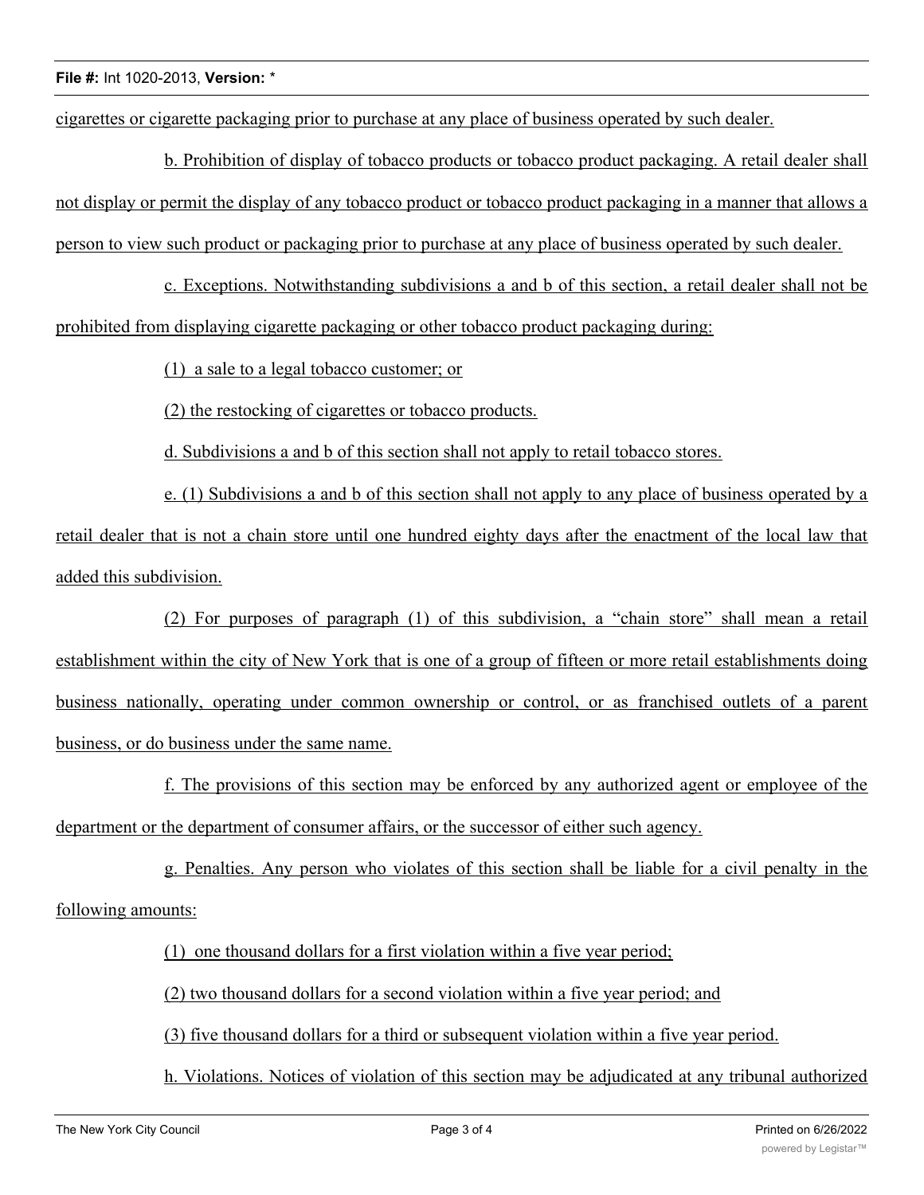cigarettes or cigarette packaging prior to purchase at any place of business operated by such dealer.

b. Prohibition of display of tobacco products or tobacco product packaging. A retail dealer shall not display or permit the display of any tobacco product or tobacco product packaging in a manner that allows a person to view such product or packaging prior to purchase at any place of business operated by such dealer.

c. Exceptions. Notwithstanding subdivisions a and b of this section, a retail dealer shall not be prohibited from displaying cigarette packaging or other tobacco product packaging during:

(1) a sale to a legal tobacco customer; or

(2) the restocking of cigarettes or tobacco products.

d. Subdivisions a and b of this section shall not apply to retail tobacco stores.

e. (1) Subdivisions a and b of this section shall not apply to any place of business operated by a retail dealer that is not a chain store until one hundred eighty days after the enactment of the local law that added this subdivision.

(2) For purposes of paragraph (1) of this subdivision, a "chain store" shall mean a retail establishment within the city of New York that is one of a group of fifteen or more retail establishments doing business nationally, operating under common ownership or control, or as franchised outlets of a parent business, or do business under the same name.

f. The provisions of this section may be enforced by any authorized agent or employee of the department or the department of consumer affairs, or the successor of either such agency.

g. Penalties. Any person who violates of this section shall be liable for a civil penalty in the following amounts:

(1) one thousand dollars for a first violation within a five year period;

(2) two thousand dollars for a second violation within a five year period; and

(3) five thousand dollars for a third or subsequent violation within a five year period.

h. Violations. Notices of violation of this section may be adjudicated at any tribunal authorized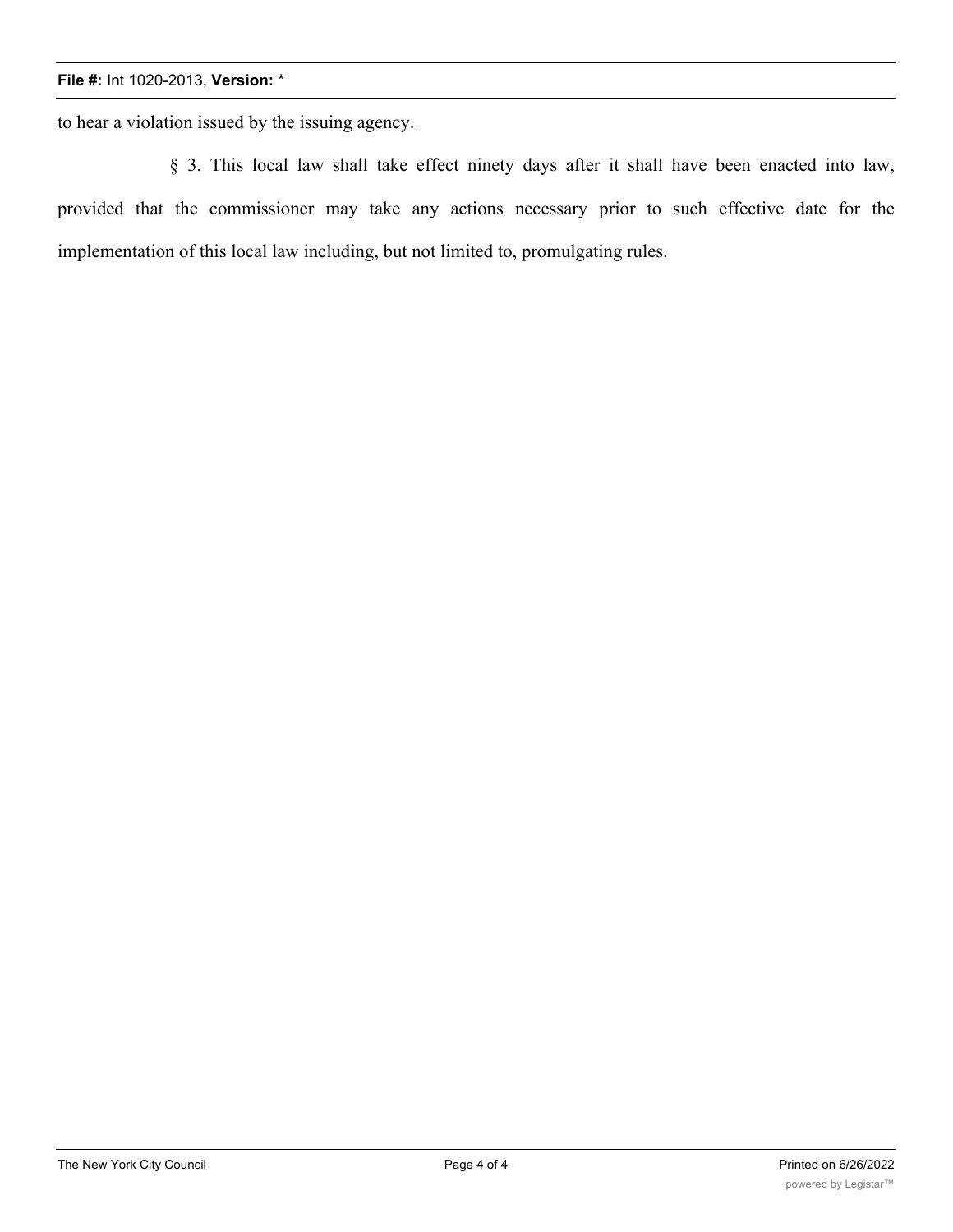<u>to hear a violation issued by the issuing agency.</u>

§ 3. This local law shall take effect ninety days after it shall have been enacted into law, provided that the commissioner may take any actions necessary prior to such effective date for the implementation of this local law including, but not limited to, promulgating rules.